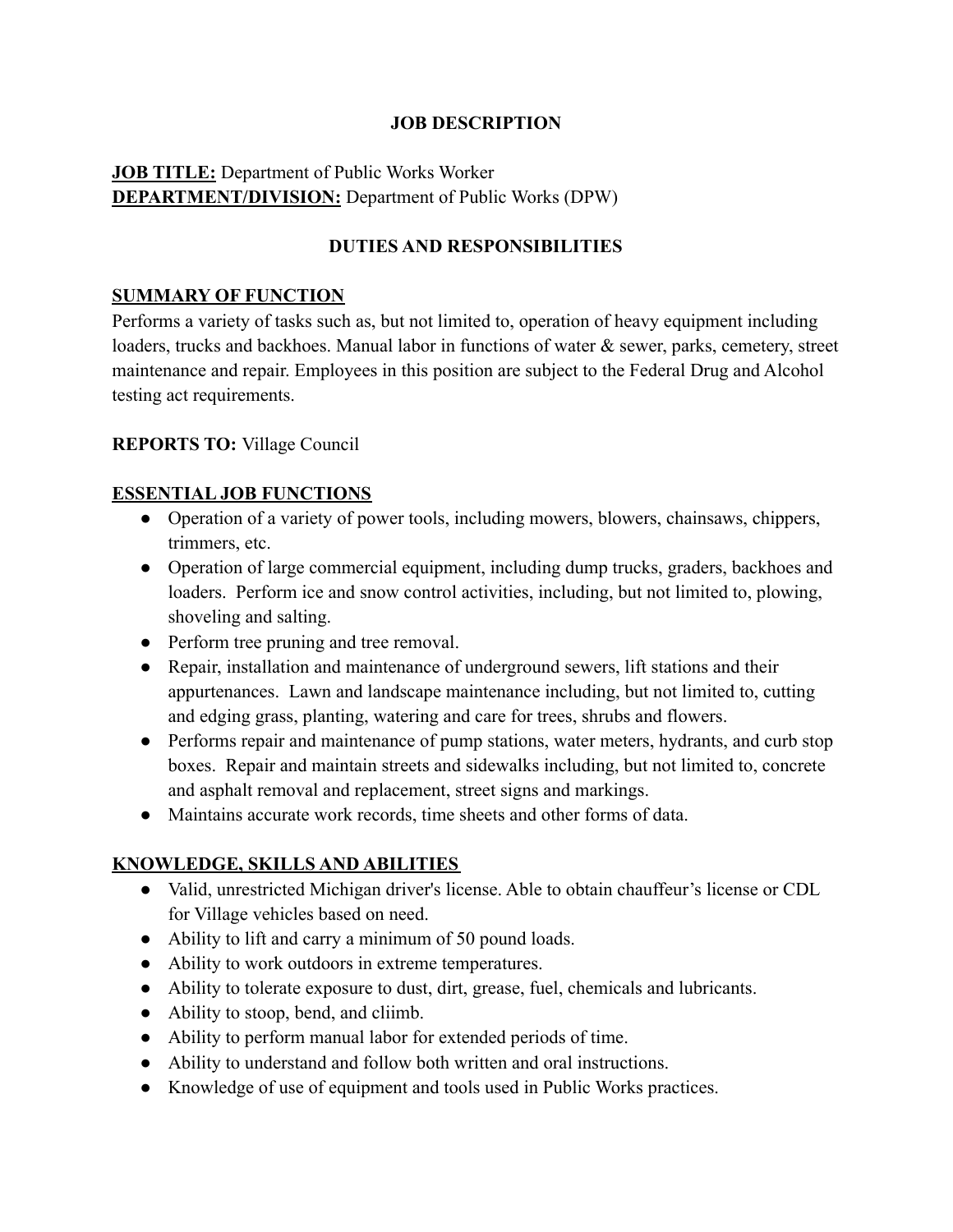# JOB DESCRIPTION

**JOB TITLE:** Department of Public Works Worker
**DEPARTMENT/DIVISION:** Department of Public Works (DPW)

## DUTIES AND RESPONSIBILITIES

### SUMMARY OF FUNCTION

Performs a variety of tasks such as, but not limited to, operation of heavy equipment including loaders, trucks and backhoes. Manual labor in functions of water & sewer, parks, cemetery, street maintenance and repair. Employees in this position are subject to the Federal Drug and Alcohol testing act requirements.

**REPORTS TO:** Village Council

### ESSENTIAL JOB FUNCTIONS

- Operation of a variety of power tools, including mowers, blowers, chainsaws, chippers, trimmers, etc.
- Operation of large commercial equipment, including dump trucks, graders, backhoes and loaders. Perform ice and snow control activities, including, but not limited to, plowing, shoveling and salting.
- Perform tree pruning and tree removal.
- Repair, installation and maintenance of underground sewers, lift stations and their appurtenances. Lawn and landscape maintenance including, but not limited to, cutting and edging grass, planting, watering and care for trees, shrubs and flowers.
- Performs repair and maintenance of pump stations, water meters, hydrants, and curb stop boxes. Repair and maintain streets and sidewalks including, but not limited to, concrete and asphalt removal and replacement, street signs and markings.
- Maintains accurate work records, time sheets and other forms of data.

### KNOWLEDGE, SKILLS AND ABILITIES

- Valid, unrestricted Michigan driver's license. Able to obtain chauffeur's license or CDL for Village vehicles based on need.
- Ability to lift and carry a minimum of 50 pound loads.
- Ability to work outdoors in extreme temperatures.
- Ability to tolerate exposure to dust, dirt, grease, fuel, chemicals and lubricants.
- Ability to stoop, bend, and cliimb.
- Ability to perform manual labor for extended periods of time.
- Ability to understand and follow both written and oral instructions.
- Knowledge of use of equipment and tools used in Public Works practices.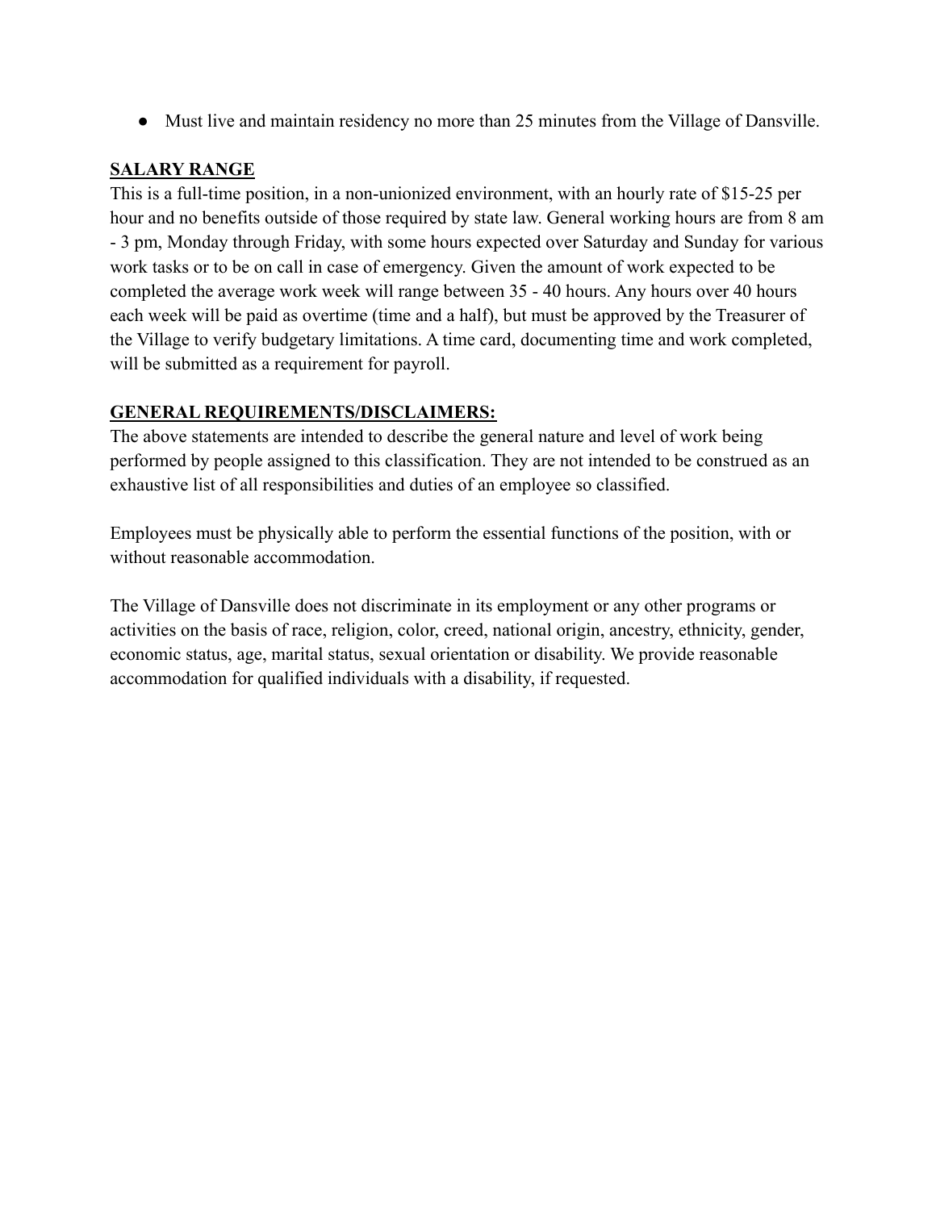- Must live and maintain residency no more than 25 minutes from the Village of Dansville.

## SALARY RANGE

This is a full-time position, in a non-unionized environment, with an hourly rate of $15-25 per hour and no benefits outside of those required by state law. General working hours are from 8 am - 3 pm, Monday through Friday, with some hours expected over Saturday and Sunday for various work tasks or to be on call in case of emergency. Given the amount of work expected to be completed the average work week will range between 35 - 40 hours. Any hours over 40 hours each week will be paid as overtime (time and a half), but must be approved by the Treasurer of the Village to verify budgetary limitations. A time card, documenting time and work completed, will be submitted as a requirement for payroll.

## GENERAL REQUIREMENTS/DISCLAIMERS:

The above statements are intended to describe the general nature and level of work being performed by people assigned to this classification. They are not intended to be construed as an exhaustive list of all responsibilities and duties of an employee so classified.

Employees must be physically able to perform the essential functions of the position, with or without reasonable accommodation.

The Village of Dansville does not discriminate in its employment or any other programs or activities on the basis of race, religion, color, creed, national origin, ancestry, ethnicity, gender, economic status, age, marital status, sexual orientation or disability. We provide reasonable accommodation for qualified individuals with a disability, if requested.